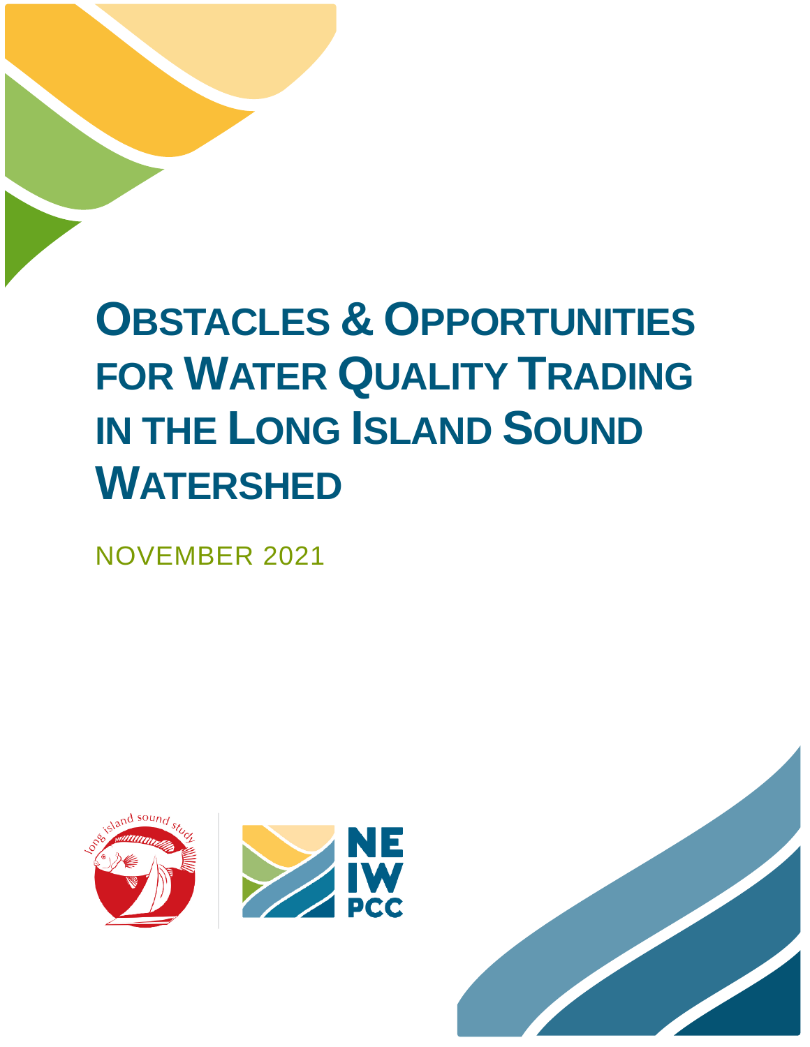# Obstacles & Opportunities for Water Quality Trading in the Long Island Sound Watershed

NOVEMBER 2021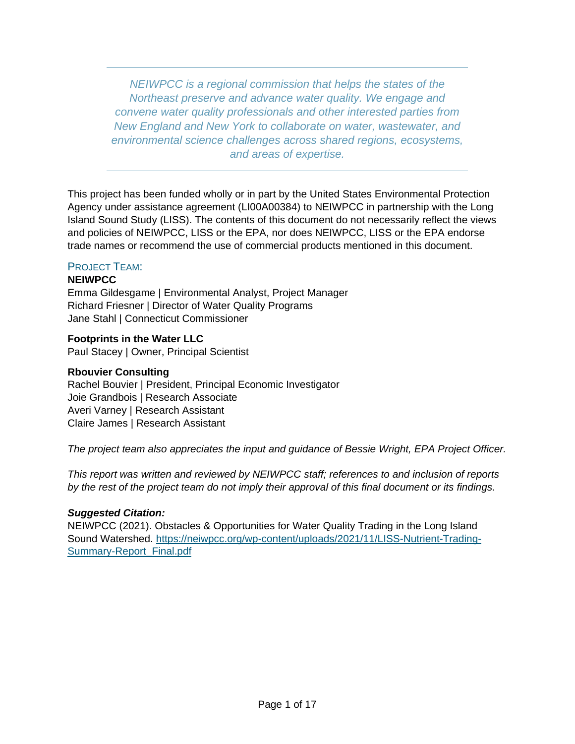*NEIWPCC is a regional commission that helps the states of the Northeast preserve and advance water quality. We engage and convene water quality professionals and other interested parties from New England and New York to collaborate on water, wastewater, and environmental science challenges across shared regions, ecosystems, and areas of expertise.*

---

This project has been funded wholly or in part by the United States Environmental Protection Agency under assistance agreement (LI00A00384) to NEIWPCC in partnership with the Long Island Sound Study (LISS). The contents of this document do not necessarily reflect the views and policies of NEIWPCC, LISS or the EPA, nor does NEIWPCC, LISS or the EPA endorse trade names or recommend the use of commercial products mentioned in this document.

## Project Team:

**NEIWPCC**
Emma Gildesgame | Environmental Analyst, Project Manager
Richard Friesner | Director of Water Quality Programs
Jane Stahl | Connecticut Commissioner

**Footprints in the Water LLC**
Paul Stacey | Owner, Principal Scientist

**Rbouvier Consulting**
Rachel Bouvier | President, Principal Economic Investigator
Joie Grandbois | Research Associate
Averi Varney | Research Assistant
Claire James | Research Assistant

*The project team also appreciates the input and guidance of Bessie Wright, EPA Project Officer.*

*This report was written and reviewed by NEIWPCC staff; references to and inclusion of reports by the rest of the project team do not imply their approval of this final document or its findings.*

***Suggested Citation:***
NEIWPCC (2021). Obstacles & Opportunities for Water Quality Trading in the Long Island Sound Watershed. https://neiwpcc.org/wp-content/uploads/2021/11/LISS-Nutrient-Trading-Summary-Report_Final.pdf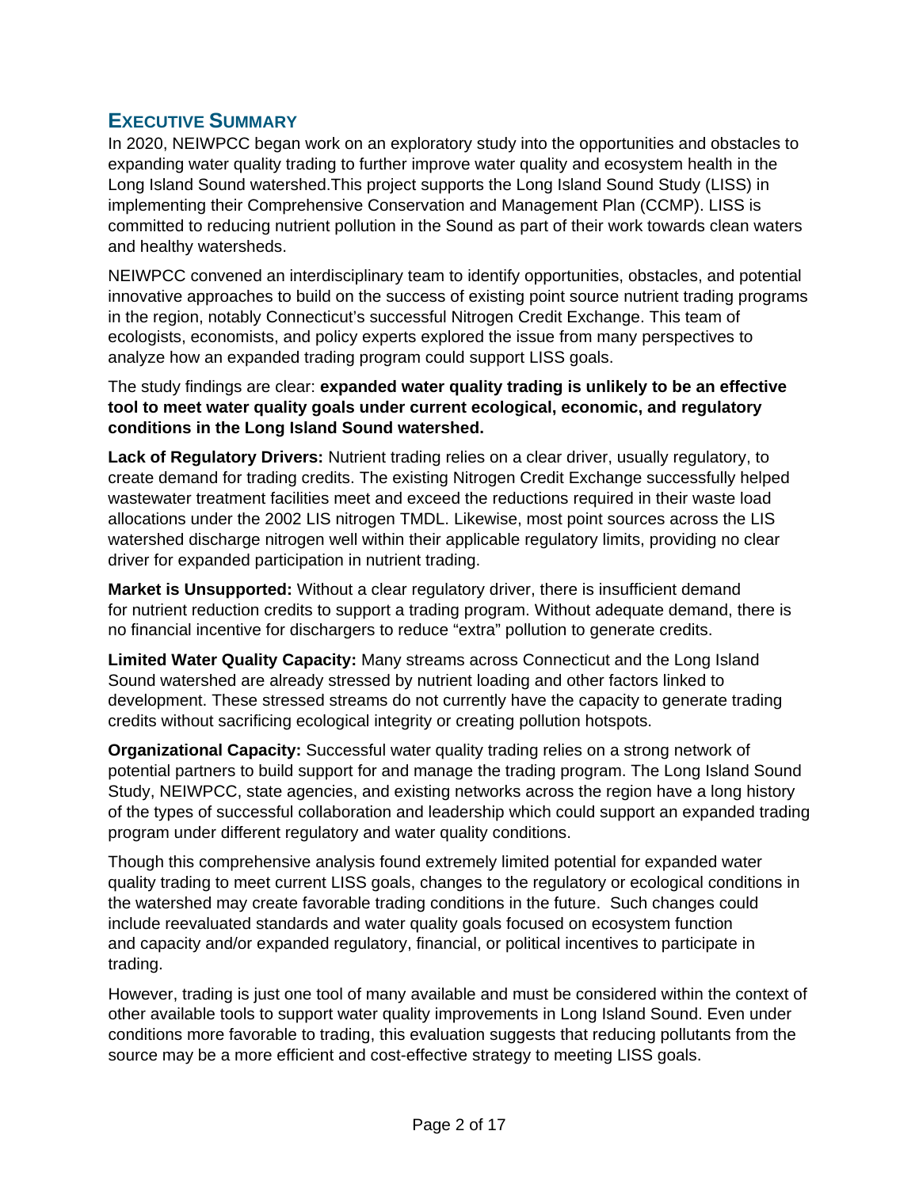## EXECUTIVE SUMMARY

In 2020, NEIWPCC began work on an exploratory study into the opportunities and obstacles to expanding water quality trading to further improve water quality and ecosystem health in the Long Island Sound watershed.This project supports the Long Island Sound Study (LISS) in implementing their Comprehensive Conservation and Management Plan (CCMP). LISS is committed to reducing nutrient pollution in the Sound as part of their work towards clean waters and healthy watersheds.

NEIWPCC convened an interdisciplinary team to identify opportunities, obstacles, and potential innovative approaches to build on the success of existing point source nutrient trading programs in the region, notably Connecticut's successful Nitrogen Credit Exchange. This team of ecologists, economists, and policy experts explored the issue from many perspectives to analyze how an expanded trading program could support LISS goals.

The study findings are clear: **expanded water quality trading is unlikely to be an effective tool to meet water quality goals under current ecological, economic, and regulatory conditions in the Long Island Sound watershed.**

**Lack of Regulatory Drivers:** Nutrient trading relies on a clear driver, usually regulatory, to create demand for trading credits. The existing Nitrogen Credit Exchange successfully helped wastewater treatment facilities meet and exceed the reductions required in their waste load allocations under the 2002 LIS nitrogen TMDL. Likewise, most point sources across the LIS watershed discharge nitrogen well within their applicable regulatory limits, providing no clear driver for expanded participation in nutrient trading.

**Market is Unsupported:** Without a clear regulatory driver, there is insufficient demand for nutrient reduction credits to support a trading program. Without adequate demand, there is no financial incentive for dischargers to reduce "extra" pollution to generate credits.

**Limited Water Quality Capacity:** Many streams across Connecticut and the Long Island Sound watershed are already stressed by nutrient loading and other factors linked to development. These stressed streams do not currently have the capacity to generate trading credits without sacrificing ecological integrity or creating pollution hotspots.

**Organizational Capacity:** Successful water quality trading relies on a strong network of potential partners to build support for and manage the trading program. The Long Island Sound Study, NEIWPCC, state agencies, and existing networks across the region have a long history of the types of successful collaboration and leadership which could support an expanded trading program under different regulatory and water quality conditions.

Though this comprehensive analysis found extremely limited potential for expanded water quality trading to meet current LISS goals, changes to the regulatory or ecological conditions in the watershed may create favorable trading conditions in the future. Such changes could include reevaluated standards and water quality goals focused on ecosystem function and capacity and/or expanded regulatory, financial, or political incentives to participate in trading.

However, trading is just one tool of many available and must be considered within the context of other available tools to support water quality improvements in Long Island Sound. Even under conditions more favorable to trading, this evaluation suggests that reducing pollutants from the source may be a more efficient and cost-effective strategy to meeting LISS goals.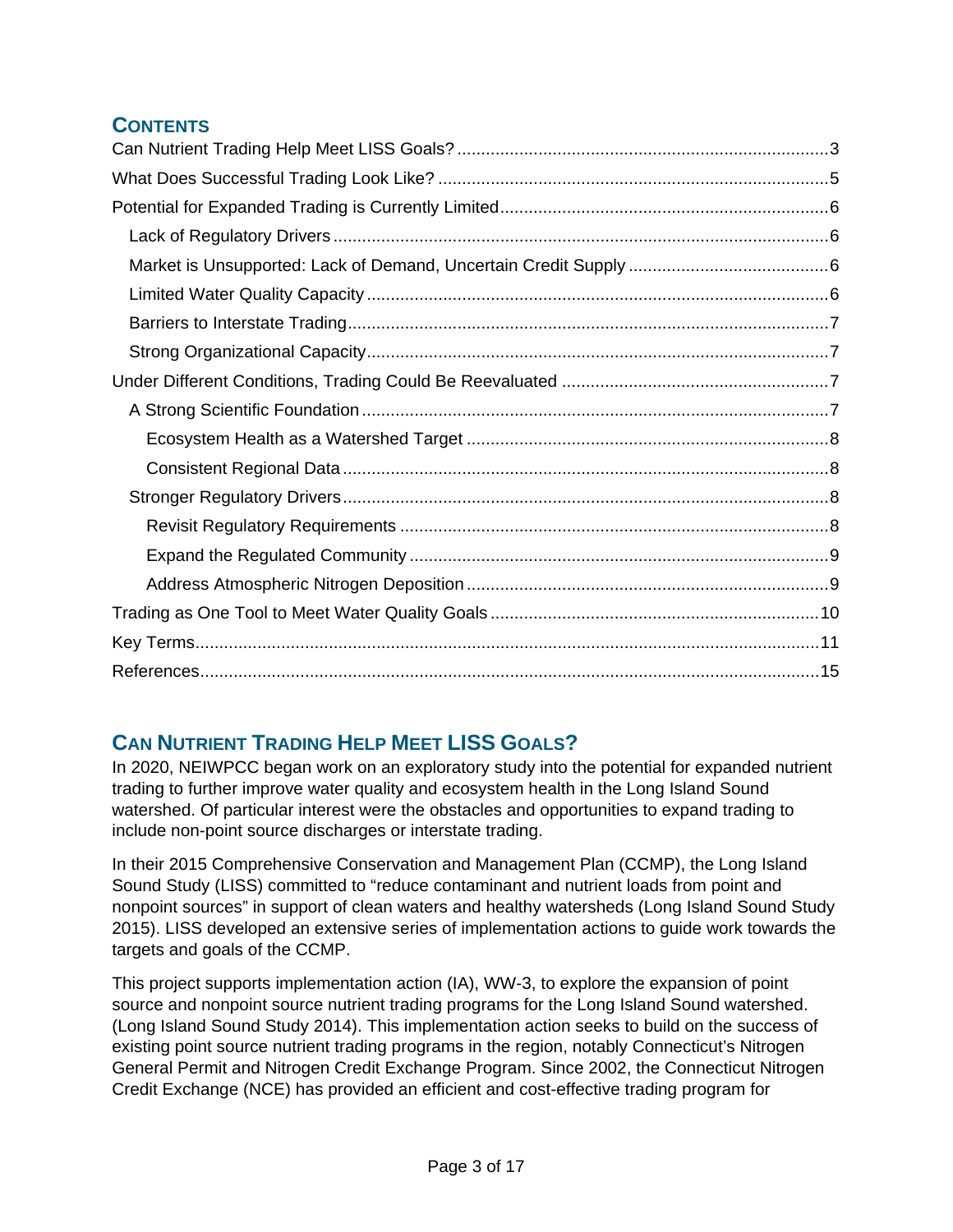## CONTENTS

Can Nutrient Trading Help Meet LISS Goals? .......... 3
What Does Successful Trading Look Like? .......... 5
Potential for Expanded Trading is Currently Limited .......... 6
- Lack of Regulatory Drivers .......... 6
- Market is Unsupported: Lack of Demand, Uncertain Credit Supply .......... 6
- Limited Water Quality Capacity .......... 6
- Barriers to Interstate Trading .......... 7
- Strong Organizational Capacity .......... 7

Under Different Conditions, Trading Could Be Reevaluated .......... 7
- A Strong Scientific Foundation .......... 7
  - Ecosystem Health as a Watershed Target .......... 8
  - Consistent Regional Data .......... 8
- Stronger Regulatory Drivers .......... 8
  - Revisit Regulatory Requirements .......... 8
  - Expand the Regulated Community .......... 9
  - Address Atmospheric Nitrogen Deposition .......... 9

Trading as One Tool to Meet Water Quality Goals .......... 10
Key Terms .......... 11
References .......... 15

## CAN NUTRIENT TRADING HELP MEET LISS GOALS?

In 2020, NEIWPCC began work on an exploratory study into the potential for expanded nutrient trading to further improve water quality and ecosystem health in the Long Island Sound watershed. Of particular interest were the obstacles and opportunities to expand trading to include non-point source discharges or interstate trading.

In their 2015 Comprehensive Conservation and Management Plan (CCMP), the Long Island Sound Study (LISS) committed to "reduce contaminant and nutrient loads from point and nonpoint sources" in support of clean waters and healthy watersheds (Long Island Sound Study 2015). LISS developed an extensive series of implementation actions to guide work towards the targets and goals of the CCMP.

This project supports implementation action (IA), WW-3, to explore the expansion of point source and nonpoint source nutrient trading programs for the Long Island Sound watershed. (Long Island Sound Study 2014). This implementation action seeks to build on the success of existing point source nutrient trading programs in the region, notably Connecticut's Nitrogen General Permit and Nitrogen Credit Exchange Program. Since 2002, the Connecticut Nitrogen Credit Exchange (NCE) has provided an efficient and cost-effective trading program for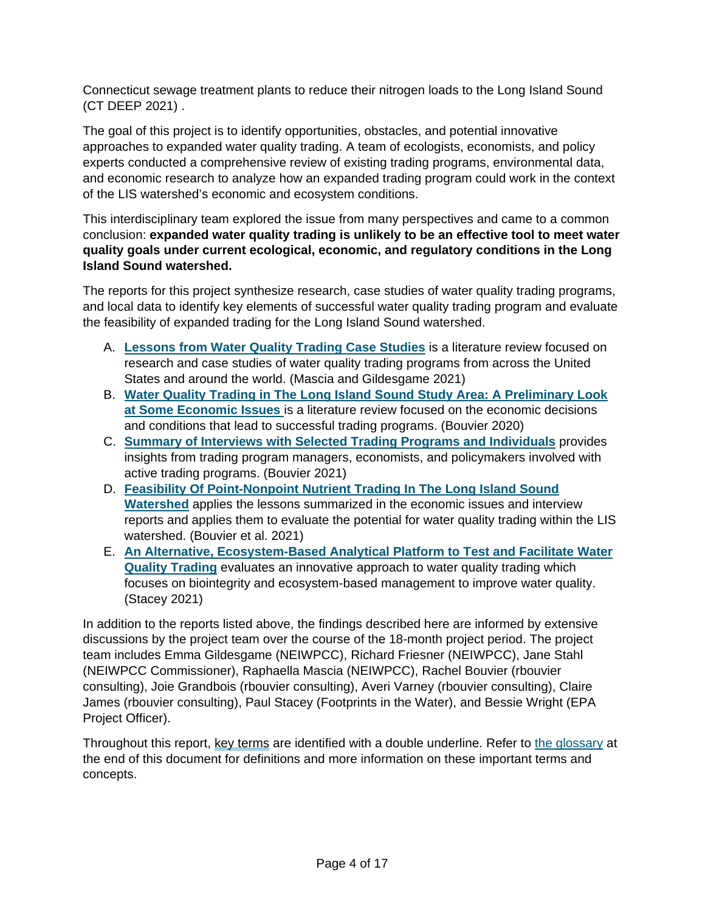Connecticut sewage treatment plants to reduce their nitrogen loads to the Long Island Sound (CT DEEP 2021) .

The goal of this project is to identify opportunities, obstacles, and potential innovative approaches to expanded water quality trading. A team of ecologists, economists, and policy experts conducted a comprehensive review of existing trading programs, environmental data, and economic research to analyze how an expanded trading program could work in the context of the LIS watershed's economic and ecosystem conditions.

This interdisciplinary team explored the issue from many perspectives and came to a common conclusion: **expanded water quality trading is unlikely to be an effective tool to meet water quality goals under current ecological, economic, and regulatory conditions in the Long Island Sound watershed.**

The reports for this project synthesize research, case studies of water quality trading programs, and local data to identify key elements of successful water quality trading program and evaluate the feasibility of expanded trading for the Long Island Sound watershed.

A. **Lessons from Water Quality Trading Case Studies** is a literature review focused on research and case studies of water quality trading programs from across the United States and around the world. (Mascia and Gildesgame 2021)
B. **Water Quality Trading in The Long Island Sound Study Area: A Preliminary Look at Some Economic Issues** is a literature review focused on the economic decisions and conditions that lead to successful trading programs. (Bouvier 2020)
C. **Summary of Interviews with Selected Trading Programs and Individuals** provides insights from trading program managers, economists, and policymakers involved with active trading programs. (Bouvier 2021)
D. **Feasibility Of Point-Nonpoint Nutrient Trading In The Long Island Sound Watershed** applies the lessons summarized in the economic issues and interview reports and applies them to evaluate the potential for water quality trading within the LIS watershed. (Bouvier et al. 2021)
E. **An Alternative, Ecosystem-Based Analytical Platform to Test and Facilitate Water Quality Trading** evaluates an innovative approach to water quality trading which focuses on biointegrity and ecosystem-based management to improve water quality. (Stacey 2021)

In addition to the reports listed above, the findings described here are informed by extensive discussions by the project team over the course of the 18-month project period. The project team includes Emma Gildesgame (NEIWPCC), Richard Friesner (NEIWPCC), Jane Stahl (NEIWPCC Commissioner), Raphaella Mascia (NEIWPCC), Rachel Bouvier (rbouvier consulting), Joie Grandbois (rbouvier consulting), Averi Varney (rbouvier consulting), Claire James (rbouvier consulting), Paul Stacey (Footprints in the Water), and Bessie Wright (EPA Project Officer).

Throughout this report, key terms are identified with a double underline. Refer to the glossary at the end of this document for definitions and more information on these important terms and concepts.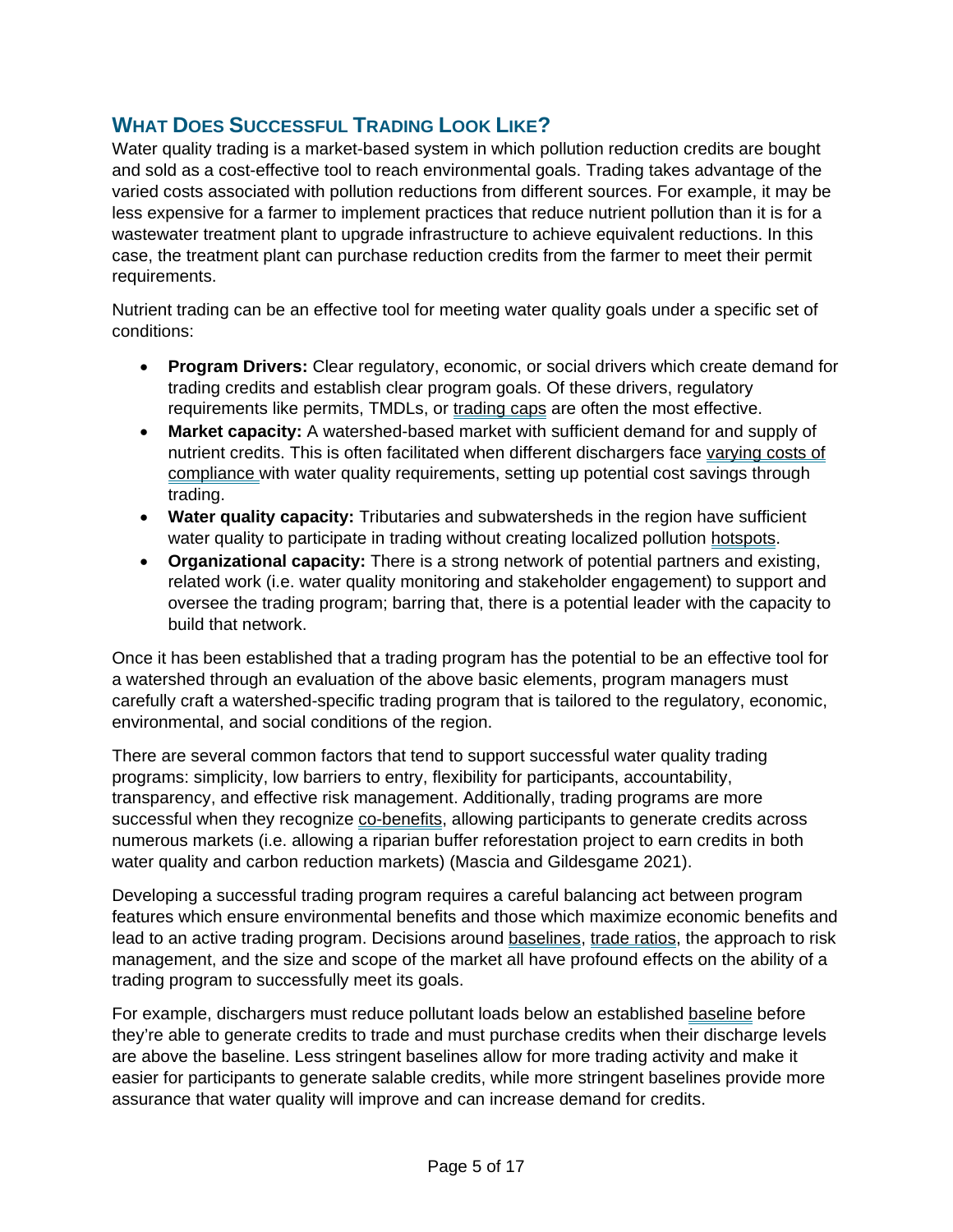## What Does Successful Trading Look Like?

Water quality trading is a market-based system in which pollution reduction credits are bought and sold as a cost-effective tool to reach environmental goals. Trading takes advantage of the varied costs associated with pollution reductions from different sources. For example, it may be less expensive for a farmer to implement practices that reduce nutrient pollution than it is for a wastewater treatment plant to upgrade infrastructure to achieve equivalent reductions. In this case, the treatment plant can purchase reduction credits from the farmer to meet their permit requirements.

Nutrient trading can be an effective tool for meeting water quality goals under a specific set of conditions:

- **Program Drivers:** Clear regulatory, economic, or social drivers which create demand for trading credits and establish clear program goals. Of these drivers, regulatory requirements like permits, TMDLs, or trading caps are often the most effective.
- **Market capacity:** A watershed-based market with sufficient demand for and supply of nutrient credits. This is often facilitated when different dischargers face varying costs of compliance with water quality requirements, setting up potential cost savings through trading.
- **Water quality capacity:** Tributaries and subwatersheds in the region have sufficient water quality to participate in trading without creating localized pollution hotspots.
- **Organizational capacity:** There is a strong network of potential partners and existing, related work (i.e. water quality monitoring and stakeholder engagement) to support and oversee the trading program; barring that, there is a potential leader with the capacity to build that network.

Once it has been established that a trading program has the potential to be an effective tool for a watershed through an evaluation of the above basic elements, program managers must carefully craft a watershed-specific trading program that is tailored to the regulatory, economic, environmental, and social conditions of the region.

There are several common factors that tend to support successful water quality trading programs: simplicity, low barriers to entry, flexibility for participants, accountability, transparency, and effective risk management. Additionally, trading programs are more successful when they recognize co-benefits, allowing participants to generate credits across numerous markets (i.e. allowing a riparian buffer reforestation project to earn credits in both water quality and carbon reduction markets) (Mascia and Gildesgame 2021).

Developing a successful trading program requires a careful balancing act between program features which ensure environmental benefits and those which maximize economic benefits and lead to an active trading program. Decisions around baselines, trade ratios, the approach to risk management, and the size and scope of the market all have profound effects on the ability of a trading program to successfully meet its goals.

For example, dischargers must reduce pollutant loads below an established baseline before they're able to generate credits to trade and must purchase credits when their discharge levels are above the baseline. Less stringent baselines allow for more trading activity and make it easier for participants to generate salable credits, while more stringent baselines provide more assurance that water quality will improve and can increase demand for credits.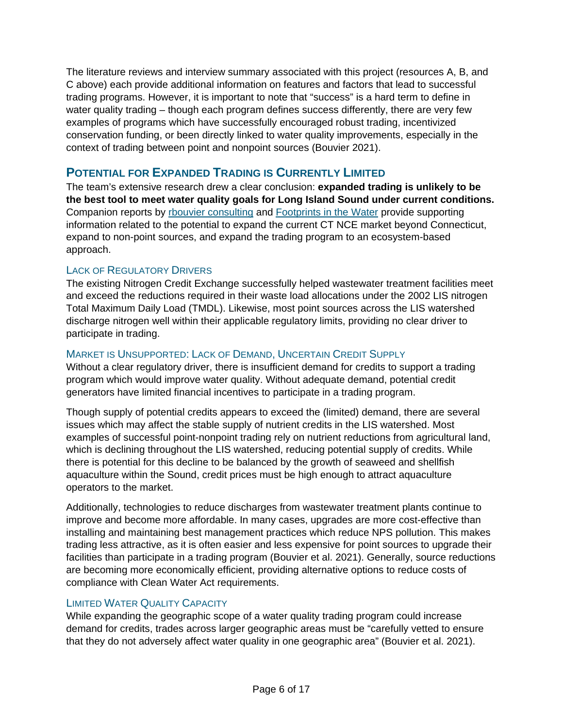The literature reviews and interview summary associated with this project (resources A, B, and C above) each provide additional information on features and factors that lead to successful trading programs. However, it is important to note that "success" is a hard term to define in water quality trading – though each program defines success differently, there are very few examples of programs which have successfully encouraged robust trading, incentivized conservation funding, or been directly linked to water quality improvements, especially in the context of trading between point and nonpoint sources (Bouvier 2021).

## Potential for Expanded Trading is Currently Limited

The team's extensive research drew a clear conclusion: **expanded trading is unlikely to be the best tool to meet water quality goals for Long Island Sound under current conditions.** Companion reports by [rbouvier consulting]() and [Footprints in the Water]() provide supporting information related to the potential to expand the current CT NCE market beyond Connecticut, expand to non-point sources, and expand the trading program to an ecosystem-based approach.

### Lack of Regulatory Drivers

The existing Nitrogen Credit Exchange successfully helped wastewater treatment facilities meet and exceed the reductions required in their waste load allocations under the 2002 LIS nitrogen Total Maximum Daily Load (TMDL). Likewise, most point sources across the LIS watershed discharge nitrogen well within their applicable regulatory limits, providing no clear driver to participate in trading.

### Market is Unsupported: Lack of Demand, Uncertain Credit Supply

Without a clear regulatory driver, there is insufficient demand for credits to support a trading program which would improve water quality. Without adequate demand, potential credit generators have limited financial incentives to participate in a trading program.

Though supply of potential credits appears to exceed the (limited) demand, there are several issues which may affect the stable supply of nutrient credits in the LIS watershed. Most examples of successful point-nonpoint trading rely on nutrient reductions from agricultural land, which is declining throughout the LIS watershed, reducing potential supply of credits. While there is potential for this decline to be balanced by the growth of seaweed and shellfish aquaculture within the Sound, credit prices must be high enough to attract aquaculture operators to the market.

Additionally, technologies to reduce discharges from wastewater treatment plants continue to improve and become more affordable. In many cases, upgrades are more cost-effective than installing and maintaining best management practices which reduce NPS pollution. This makes trading less attractive, as it is often easier and less expensive for point sources to upgrade their facilities than participate in a trading program (Bouvier et al. 2021). Generally, source reductions are becoming more economically efficient, providing alternative options to reduce costs of compliance with Clean Water Act requirements.

### Limited Water Quality Capacity

While expanding the geographic scope of a water quality trading program could increase demand for credits, trades across larger geographic areas must be "carefully vetted to ensure that they do not adversely affect water quality in one geographic area" (Bouvier et al. 2021).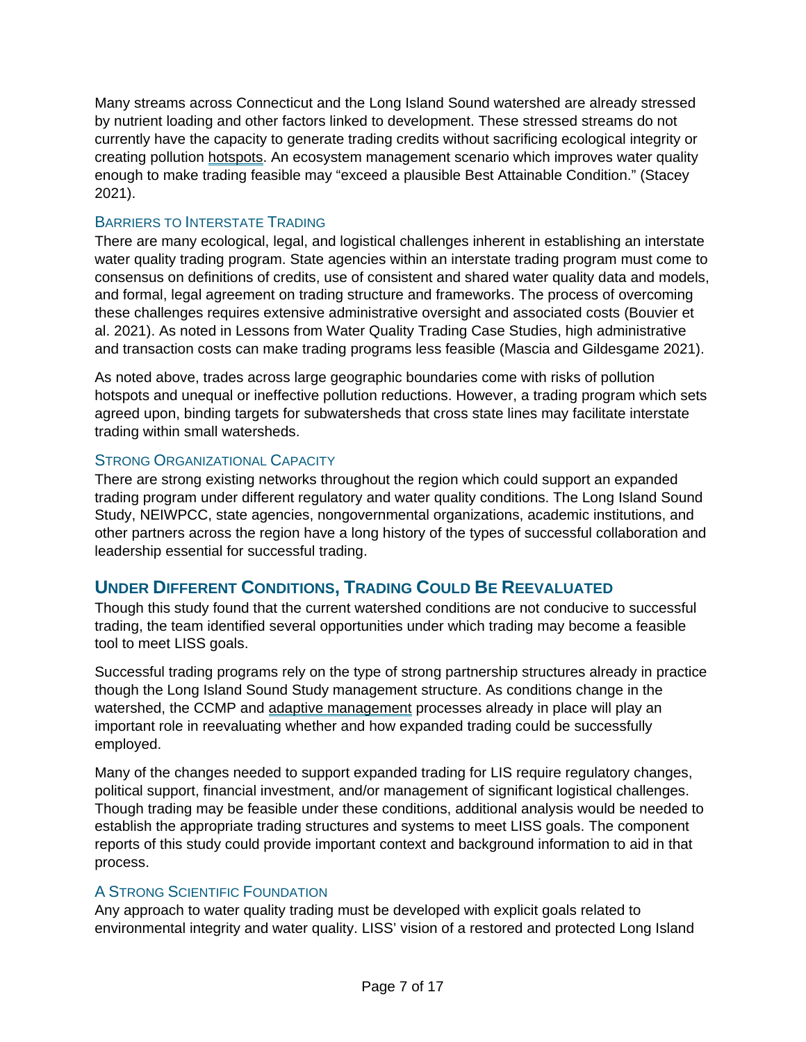Many streams across Connecticut and the Long Island Sound watershed are already stressed by nutrient loading and other factors linked to development. These stressed streams do not currently have the capacity to generate trading credits without sacrificing ecological integrity or creating pollution hotspots. An ecosystem management scenario which improves water quality enough to make trading feasible may "exceed a plausible Best Attainable Condition." (Stacey 2021).

### Barriers to Interstate Trading

There are many ecological, legal, and logistical challenges inherent in establishing an interstate water quality trading program. State agencies within an interstate trading program must come to consensus on definitions of credits, use of consistent and shared water quality data and models, and formal, legal agreement on trading structure and frameworks. The process of overcoming these challenges requires extensive administrative oversight and associated costs (Bouvier et al. 2021). As noted in Lessons from Water Quality Trading Case Studies, high administrative and transaction costs can make trading programs less feasible (Mascia and Gildesgame 2021).

As noted above, trades across large geographic boundaries come with risks of pollution hotspots and unequal or ineffective pollution reductions. However, a trading program which sets agreed upon, binding targets for subwatersheds that cross state lines may facilitate interstate trading within small watersheds.

### Strong Organizational Capacity

There are strong existing networks throughout the region which could support an expanded trading program under different regulatory and water quality conditions. The Long Island Sound Study, NEIWPCC, state agencies, nongovernmental organizations, academic institutions, and other partners across the region have a long history of the types of successful collaboration and leadership essential for successful trading.

## Under Different Conditions, Trading Could Be Reevaluated

Though this study found that the current watershed conditions are not conducive to successful trading, the team identified several opportunities under which trading may become a feasible tool to meet LISS goals.

Successful trading programs rely on the type of strong partnership structures already in practice though the Long Island Sound Study management structure. As conditions change in the watershed, the CCMP and adaptive management processes already in place will play an important role in reevaluating whether and how expanded trading could be successfully employed.

Many of the changes needed to support expanded trading for LIS require regulatory changes, political support, financial investment, and/or management of significant logistical challenges. Though trading may be feasible under these conditions, additional analysis would be needed to establish the appropriate trading structures and systems to meet LISS goals. The component reports of this study could provide important context and background information to aid in that process.

### A Strong Scientific Foundation

Any approach to water quality trading must be developed with explicit goals related to environmental integrity and water quality. LISS' vision of a restored and protected Long Island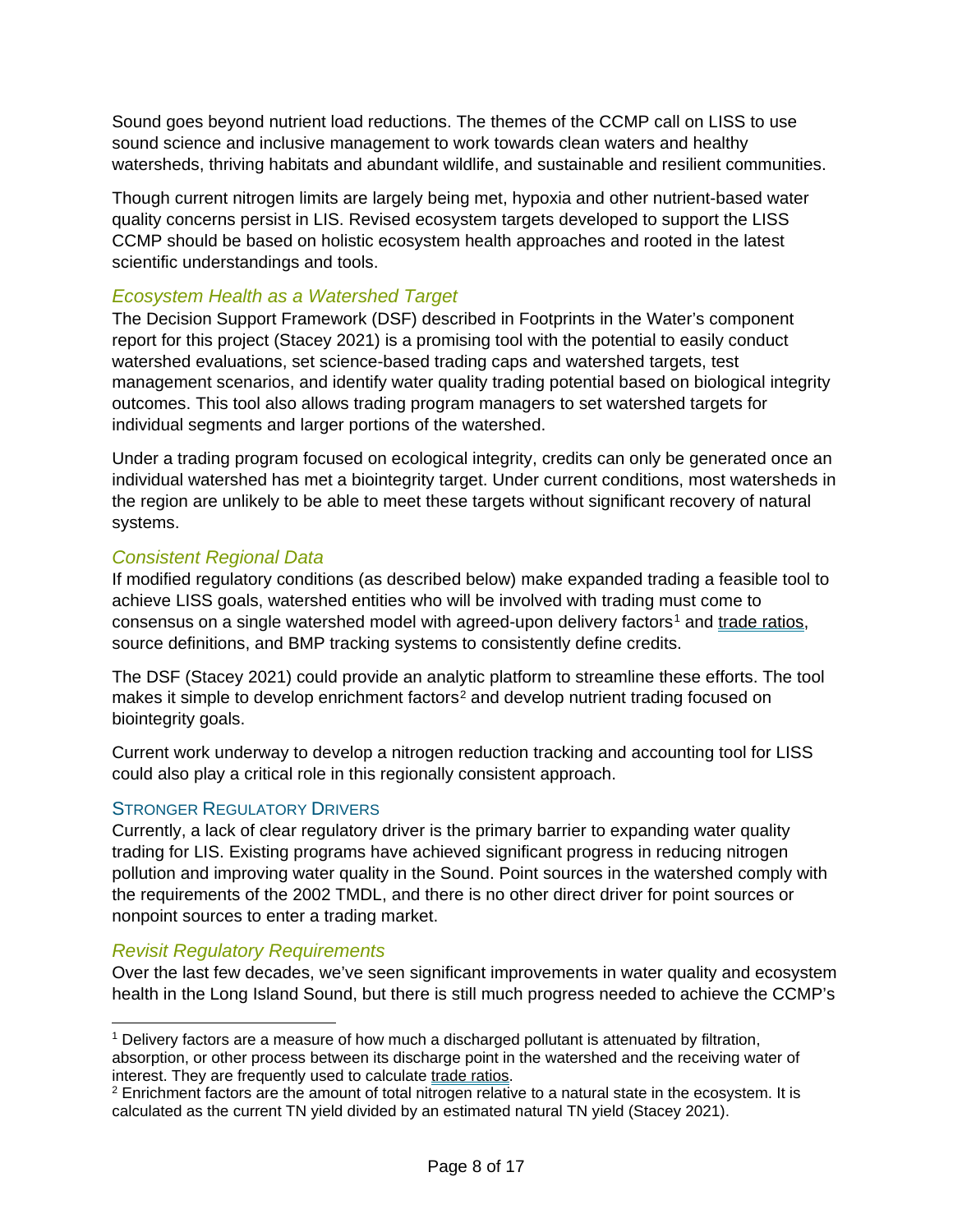Sound goes beyond nutrient load reductions. The themes of the CCMP call on LISS to use sound science and inclusive management to work towards clean waters and healthy watersheds, thriving habitats and abundant wildlife, and sustainable and resilient communities.

Though current nitrogen limits are largely being met, hypoxia and other nutrient-based water quality concerns persist in LIS. Revised ecosystem targets developed to support the LISS CCMP should be based on holistic ecosystem health approaches and rooted in the latest scientific understandings and tools.

### *Ecosystem Health as a Watershed Target*

The Decision Support Framework (DSF) described in Footprints in the Water's component report for this project (Stacey 2021) is a promising tool with the potential to easily conduct watershed evaluations, set science-based trading caps and watershed targets, test management scenarios, and identify water quality trading potential based on biological integrity outcomes. This tool also allows trading program managers to set watershed targets for individual segments and larger portions of the watershed.

Under a trading program focused on ecological integrity, credits can only be generated once an individual watershed has met a biointegrity target. Under current conditions, most watersheds in the region are unlikely to be able to meet these targets without significant recovery of natural systems.

### *Consistent Regional Data*

If modified regulatory conditions (as described below) make expanded trading a feasible tool to achieve LISS goals, watershed entities who will be involved with trading must come to consensus on a single watershed model with agreed-upon delivery factors[1] and trade ratios, source definitions, and BMP tracking systems to consistently define credits.

The DSF (Stacey 2021) could provide an analytic platform to streamline these efforts. The tool makes it simple to develop enrichment factors[2] and develop nutrient trading focused on biointegrity goals.

Current work underway to develop a nitrogen reduction tracking and accounting tool for LISS could also play a critical role in this regionally consistent approach.

## Stronger Regulatory Drivers

Currently, a lack of clear regulatory driver is the primary barrier to expanding water quality trading for LIS. Existing programs have achieved significant progress in reducing nitrogen pollution and improving water quality in the Sound. Point sources in the watershed comply with the requirements of the 2002 TMDL, and there is no other direct driver for point sources or nonpoint sources to enter a trading market.

### *Revisit Regulatory Requirements*

Over the last few decades, we've seen significant improvements in water quality and ecosystem health in the Long Island Sound, but there is still much progress needed to achieve the CCMP's

---

[1] Delivery factors are a measure of how much a discharged pollutant is attenuated by filtration, absorption, or other process between its discharge point in the watershed and the receiving water of interest. They are frequently used to calculate trade ratios.

[2] Enrichment factors are the amount of total nitrogen relative to a natural state in the ecosystem. It is calculated as the current TN yield divided by an estimated natural TN yield (Stacey 2021).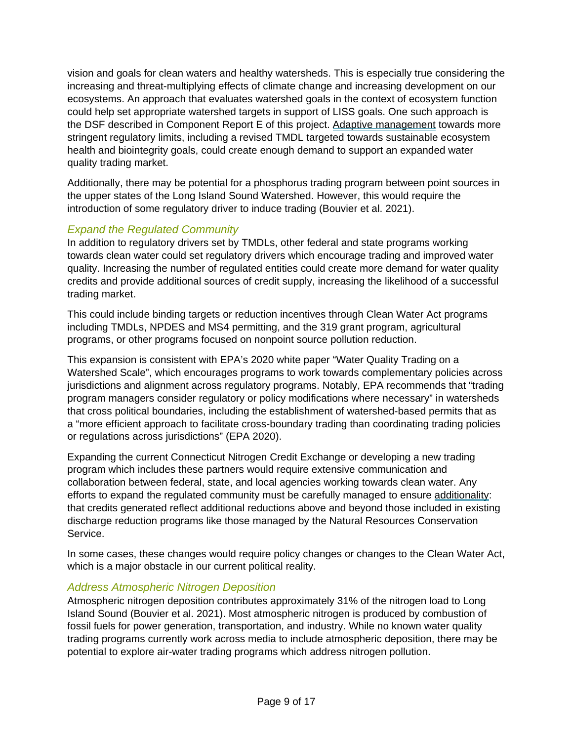vision and goals for clean waters and healthy watersheds. This is especially true considering the increasing and threat-multiplying effects of climate change and increasing development on our ecosystems. An approach that evaluates watershed goals in the context of ecosystem function could help set appropriate watershed targets in support of LISS goals. One such approach is the DSF described in Component Report E of this project. Adaptive management towards more stringent regulatory limits, including a revised TMDL targeted towards sustainable ecosystem health and biointegrity goals, could create enough demand to support an expanded water quality trading market.

Additionally, there may be potential for a phosphorus trading program between point sources in the upper states of the Long Island Sound Watershed. However, this would require the introduction of some regulatory driver to induce trading (Bouvier et al. 2021).

### *Expand the Regulated Community*

In addition to regulatory drivers set by TMDLs, other federal and state programs working towards clean water could set regulatory drivers which encourage trading and improved water quality. Increasing the number of regulated entities could create more demand for water quality credits and provide additional sources of credit supply, increasing the likelihood of a successful trading market.

This could include binding targets or reduction incentives through Clean Water Act programs including TMDLs, NPDES and MS4 permitting, and the 319 grant program, agricultural programs, or other programs focused on nonpoint source pollution reduction.

This expansion is consistent with EPA's 2020 white paper "Water Quality Trading on a Watershed Scale", which encourages programs to work towards complementary policies across jurisdictions and alignment across regulatory programs. Notably, EPA recommends that "trading program managers consider regulatory or policy modifications where necessary" in watersheds that cross political boundaries, including the establishment of watershed-based permits that as a "more efficient approach to facilitate cross-boundary trading than coordinating trading policies or regulations across jurisdictions" (EPA 2020).

Expanding the current Connecticut Nitrogen Credit Exchange or developing a new trading program which includes these partners would require extensive communication and collaboration between federal, state, and local agencies working towards clean water. Any efforts to expand the regulated community must be carefully managed to ensure additionality: that credits generated reflect additional reductions above and beyond those included in existing discharge reduction programs like those managed by the Natural Resources Conservation Service.

In some cases, these changes would require policy changes or changes to the Clean Water Act, which is a major obstacle in our current political reality.

### *Address Atmospheric Nitrogen Deposition*

Atmospheric nitrogen deposition contributes approximately 31% of the nitrogen load to Long Island Sound (Bouvier et al. 2021). Most atmospheric nitrogen is produced by combustion of fossil fuels for power generation, transportation, and industry. While no known water quality trading programs currently work across media to include atmospheric deposition, there may be potential to explore air-water trading programs which address nitrogen pollution.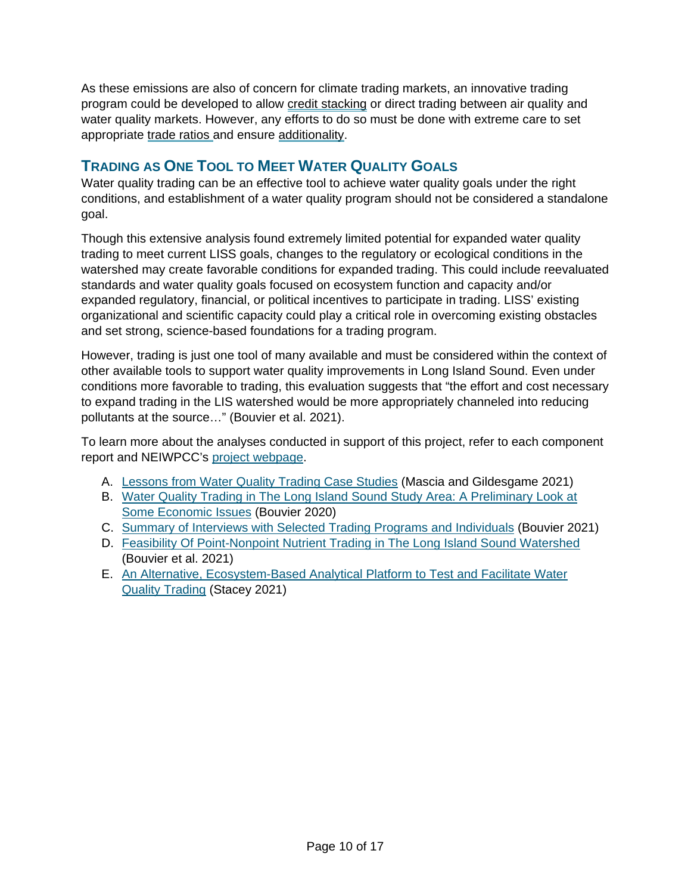As these emissions are also of concern for climate trading markets, an innovative trading program could be developed to allow credit stacking or direct trading between air quality and water quality markets. However, any efforts to do so must be done with extreme care to set appropriate trade ratios and ensure additionality.

## Trading as One Tool to Meet Water Quality Goals

Water quality trading can be an effective tool to achieve water quality goals under the right conditions, and establishment of a water quality program should not be considered a standalone goal.

Though this extensive analysis found extremely limited potential for expanded water quality trading to meet current LISS goals, changes to the regulatory or ecological conditions in the watershed may create favorable conditions for expanded trading. This could include reevaluated standards and water quality goals focused on ecosystem function and capacity and/or expanded regulatory, financial, or political incentives to participate in trading. LISS' existing organizational and scientific capacity could play a critical role in overcoming existing obstacles and set strong, science-based foundations for a trading program.

However, trading is just one tool of many available and must be considered within the context of other available tools to support water quality improvements in Long Island Sound. Even under conditions more favorable to trading, this evaluation suggests that "the effort and cost necessary to expand trading in the LIS watershed would be more appropriately channeled into reducing pollutants at the source…" (Bouvier et al. 2021).

To learn more about the analyses conducted in support of this project, refer to each component report and NEIWPCC's project webpage.

A. Lessons from Water Quality Trading Case Studies (Mascia and Gildesgame 2021)
B. Water Quality Trading in The Long Island Sound Study Area: A Preliminary Look at Some Economic Issues (Bouvier 2020)
C. Summary of Interviews with Selected Trading Programs and Individuals (Bouvier 2021)
D. Feasibility Of Point-Nonpoint Nutrient Trading in The Long Island Sound Watershed (Bouvier et al. 2021)
E. An Alternative, Ecosystem-Based Analytical Platform to Test and Facilitate Water Quality Trading (Stacey 2021)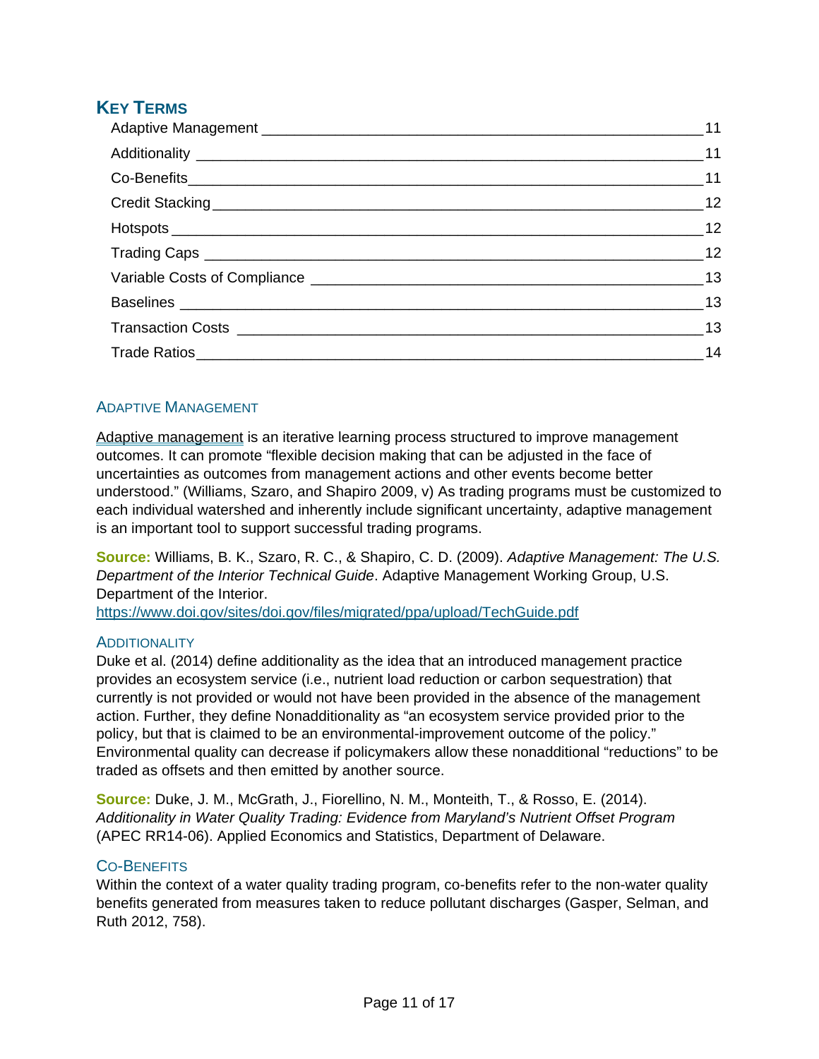## Key Terms

| Term | Page |
|---|---|
| Adaptive Management | 11 |
| Additionality | 11 |
| Co-Benefits | 11 |
| Credit Stacking | 12 |
| Hotspots | 12 |
| Trading Caps | 12 |
| Variable Costs of Compliance | 13 |
| Baselines | 13 |
| Transaction Costs | 13 |
| Trade Ratios | 14 |

### Adaptive Management

Adaptive management is an iterative learning process structured to improve management outcomes. It can promote "flexible decision making that can be adjusted in the face of uncertainties as outcomes from management actions and other events become better understood." (Williams, Szaro, and Shapiro 2009, v) As trading programs must be customized to each individual watershed and inherently include significant uncertainty, adaptive management is an important tool to support successful trading programs.

**Source:** Williams, B. K., Szaro, R. C., & Shapiro, C. D. (2009). *Adaptive Management: The U.S. Department of the Interior Technical Guide*. Adaptive Management Working Group, U.S. Department of the Interior.
https://www.doi.gov/sites/doi.gov/files/migrated/ppa/upload/TechGuide.pdf

### Additionality

Duke et al. (2014) define additionality as the idea that an introduced management practice provides an ecosystem service (i.e., nutrient load reduction or carbon sequestration) that currently is not provided or would not have been provided in the absence of the management action. Further, they define Nonadditionality as "an ecosystem service provided prior to the policy, but that is claimed to be an environmental-improvement outcome of the policy." Environmental quality can decrease if policymakers allow these nonadditional "reductions" to be traded as offsets and then emitted by another source.

**Source:** Duke, J. M., McGrath, J., Fiorellino, N. M., Monteith, T., & Rosso, E. (2014). *Additionality in Water Quality Trading: Evidence from Maryland's Nutrient Offset Program* (APEC RR14-06). Applied Economics and Statistics, Department of Delaware.

### Co-Benefits

Within the context of a water quality trading program, co-benefits refer to the non-water quality benefits generated from measures taken to reduce pollutant discharges (Gasper, Selman, and Ruth 2012, 758).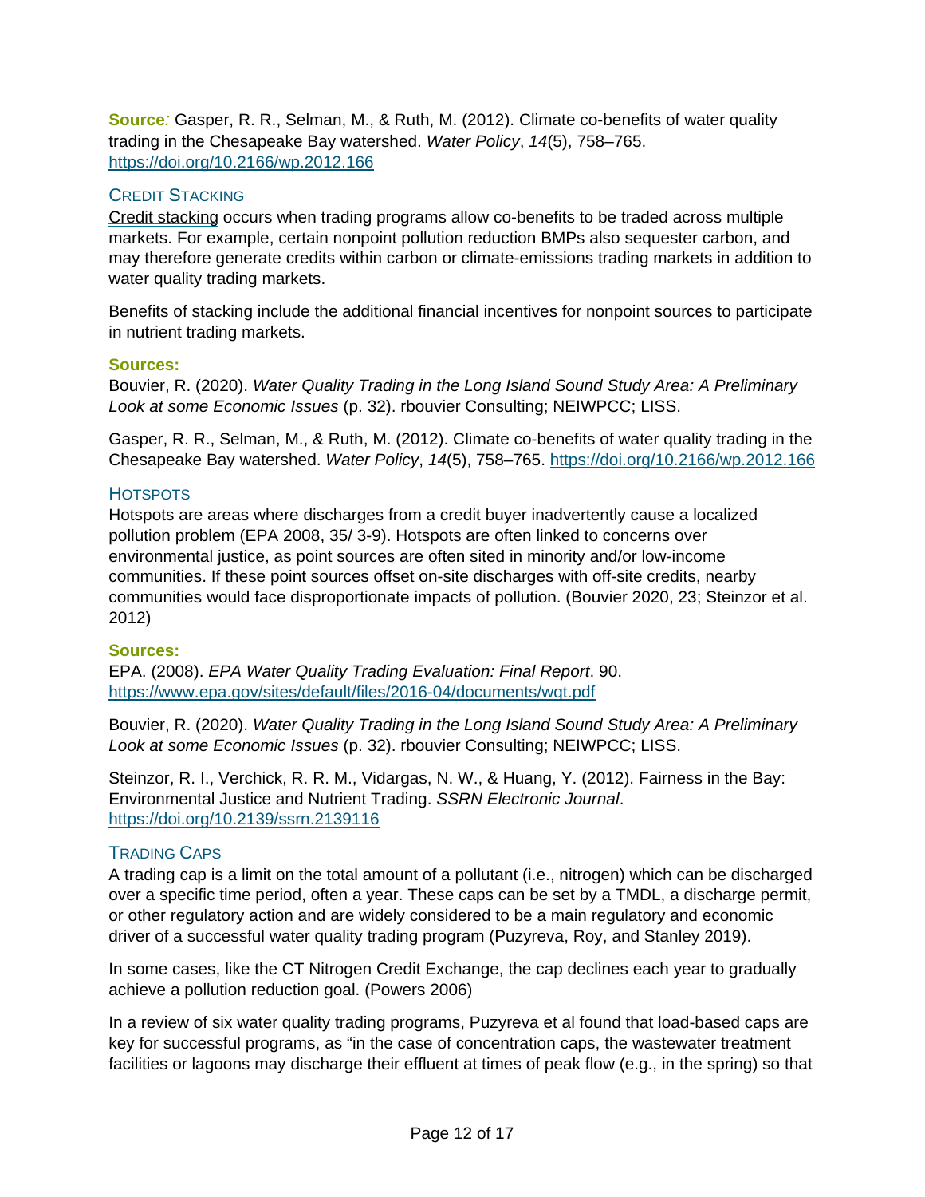**Source**: Gasper, R. R., Selman, M., & Ruth, M. (2012). Climate co-benefits of water quality trading in the Chesapeake Bay watershed. *Water Policy*, *14*(5), 758–765. https://doi.org/10.2166/wp.2012.166

### Credit Stacking

Credit stacking occurs when trading programs allow co-benefits to be traded across multiple markets. For example, certain nonpoint pollution reduction BMPs also sequester carbon, and may therefore generate credits within carbon or climate-emissions trading markets in addition to water quality trading markets.

Benefits of stacking include the additional financial incentives for nonpoint sources to participate in nutrient trading markets.

**Sources:**

Bouvier, R. (2020). *Water Quality Trading in the Long Island Sound Study Area: A Preliminary Look at some Economic Issues* (p. 32). rbouvier Consulting; NEIWPCC; LISS.

Gasper, R. R., Selman, M., & Ruth, M. (2012). Climate co-benefits of water quality trading in the Chesapeake Bay watershed. *Water Policy*, *14*(5), 758–765. https://doi.org/10.2166/wp.2012.166

### Hotspots

Hotspots are areas where discharges from a credit buyer inadvertently cause a localized pollution problem (EPA 2008, 35/ 3-9). Hotspots are often linked to concerns over environmental justice, as point sources are often sited in minority and/or low-income communities. If these point sources offset on-site discharges with off-site credits, nearby communities would face disproportionate impacts of pollution. (Bouvier 2020, 23; Steinzor et al. 2012)

**Sources:**

EPA. (2008). *EPA Water Quality Trading Evaluation: Final Report*. 90. https://www.epa.gov/sites/default/files/2016-04/documents/wqt.pdf

Bouvier, R. (2020). *Water Quality Trading in the Long Island Sound Study Area: A Preliminary Look at some Economic Issues* (p. 32). rbouvier Consulting; NEIWPCC; LISS.

Steinzor, R. I., Verchick, R. R. M., Vidargas, N. W., & Huang, Y. (2012). Fairness in the Bay: Environmental Justice and Nutrient Trading. *SSRN Electronic Journal*. https://doi.org/10.2139/ssrn.2139116

### Trading Caps

A trading cap is a limit on the total amount of a pollutant (i.e., nitrogen) which can be discharged over a specific time period, often a year. These caps can be set by a TMDL, a discharge permit, or other regulatory action and are widely considered to be a main regulatory and economic driver of a successful water quality trading program (Puzyreva, Roy, and Stanley 2019).

In some cases, like the CT Nitrogen Credit Exchange, the cap declines each year to gradually achieve a pollution reduction goal. (Powers 2006)

In a review of six water quality trading programs, Puzyreva et al found that load-based caps are key for successful programs, as "in the case of concentration caps, the wastewater treatment facilities or lagoons may discharge their effluent at times of peak flow (e.g., in the spring) so that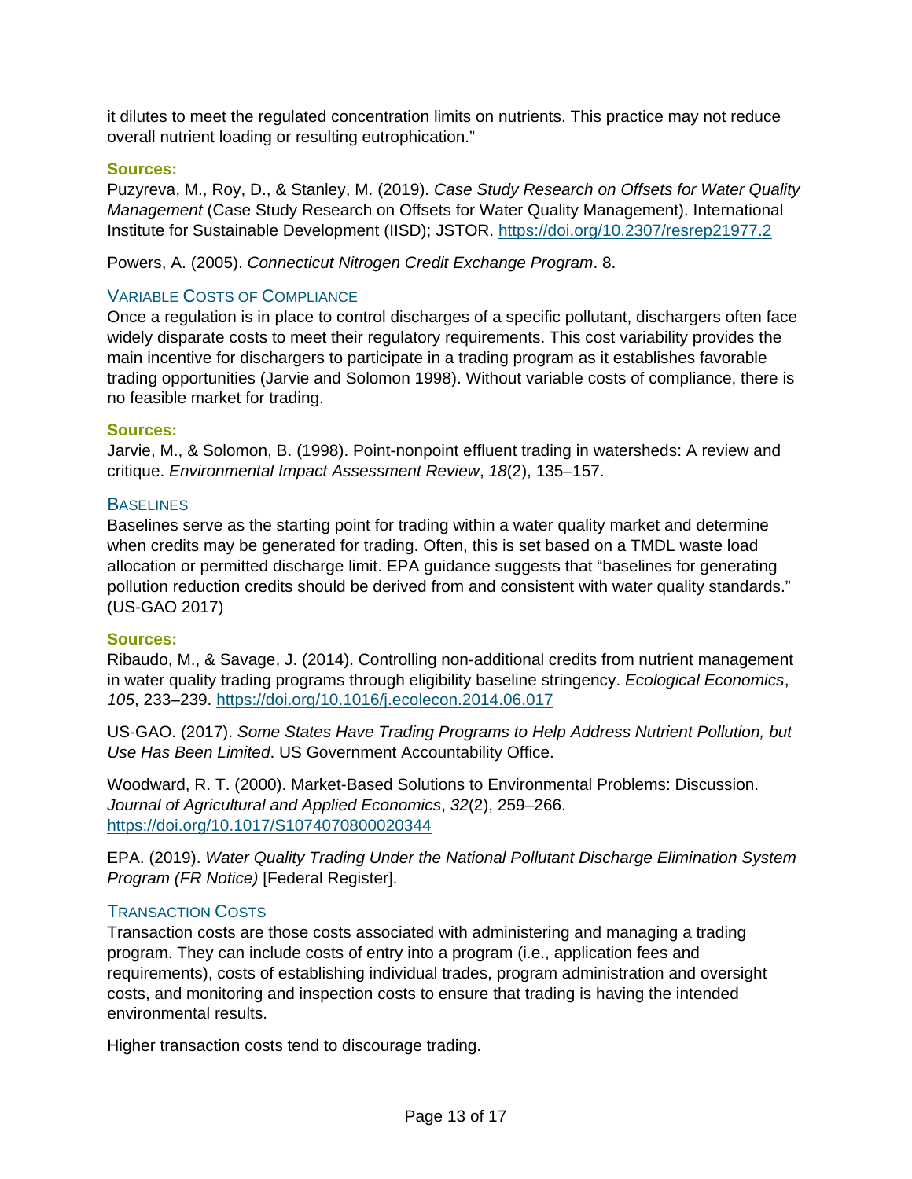it dilutes to meet the regulated concentration limits on nutrients. This practice may not reduce overall nutrient loading or resulting eutrophication."

**Sources:**

Puzyreva, M., Roy, D., & Stanley, M. (2019). *Case Study Research on Offsets for Water Quality Management* (Case Study Research on Offsets for Water Quality Management). International Institute for Sustainable Development (IISD); JSTOR. https://doi.org/10.2307/resrep21977.2

Powers, A. (2005). *Connecticut Nitrogen Credit Exchange Program*. 8.

### Variable Costs of Compliance

Once a regulation is in place to control discharges of a specific pollutant, dischargers often face widely disparate costs to meet their regulatory requirements. This cost variability provides the main incentive for dischargers to participate in a trading program as it establishes favorable trading opportunities (Jarvie and Solomon 1998). Without variable costs of compliance, there is no feasible market for trading.

**Sources:**

Jarvie, M., & Solomon, B. (1998). Point-nonpoint effluent trading in watersheds: A review and critique. *Environmental Impact Assessment Review*, *18*(2), 135–157.

### Baselines

Baselines serve as the starting point for trading within a water quality market and determine when credits may be generated for trading. Often, this is set based on a TMDL waste load allocation or permitted discharge limit. EPA guidance suggests that "baselines for generating pollution reduction credits should be derived from and consistent with water quality standards." (US-GAO 2017)

**Sources:**

Ribaudo, M., & Savage, J. (2014). Controlling non-additional credits from nutrient management in water quality trading programs through eligibility baseline stringency. *Ecological Economics*, *105*, 233–239. https://doi.org/10.1016/j.ecolecon.2014.06.017

US-GAO. (2017). *Some States Have Trading Programs to Help Address Nutrient Pollution, but Use Has Been Limited*. US Government Accountability Office.

Woodward, R. T. (2000). Market-Based Solutions to Environmental Problems: Discussion. *Journal of Agricultural and Applied Economics*, *32*(2), 259–266. https://doi.org/10.1017/S1074070800020344

EPA. (2019). *Water Quality Trading Under the National Pollutant Discharge Elimination System Program (FR Notice)* [Federal Register].

### Transaction Costs

Transaction costs are those costs associated with administering and managing a trading program. They can include costs of entry into a program (i.e., application fees and requirements), costs of establishing individual trades, program administration and oversight costs, and monitoring and inspection costs to ensure that trading is having the intended environmental results.

Higher transaction costs tend to discourage trading.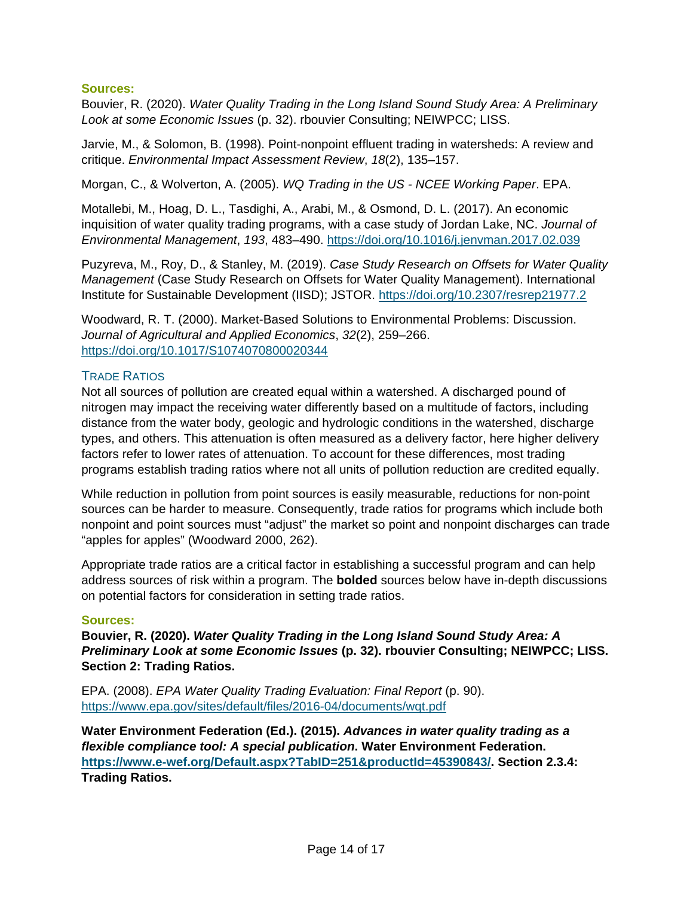**Sources:**

Bouvier, R. (2020). *Water Quality Trading in the Long Island Sound Study Area: A Preliminary Look at some Economic Issues* (p. 32). rbouvier Consulting; NEIWPCC; LISS.

Jarvie, M., & Solomon, B. (1998). Point-nonpoint effluent trading in watersheds: A review and critique. *Environmental Impact Assessment Review*, *18*(2), 135–157.

Morgan, C., & Wolverton, A. (2005). *WQ Trading in the US - NCEE Working Paper*. EPA.

Motallebi, M., Hoag, D. L., Tasdighi, A., Arabi, M., & Osmond, D. L. (2017). An economic inquisition of water quality trading programs, with a case study of Jordan Lake, NC. *Journal of Environmental Management*, *193*, 483–490. https://doi.org/10.1016/j.jenvman.2017.02.039

Puzyreva, M., Roy, D., & Stanley, M. (2019). *Case Study Research on Offsets for Water Quality Management* (Case Study Research on Offsets for Water Quality Management). International Institute for Sustainable Development (IISD); JSTOR. https://doi.org/10.2307/resrep21977.2

Woodward, R. T. (2000). Market-Based Solutions to Environmental Problems: Discussion. *Journal of Agricultural and Applied Economics*, *32*(2), 259–266. https://doi.org/10.1017/S1074070800020344

## Trade Ratios

Not all sources of pollution are created equal within a watershed. A discharged pound of nitrogen may impact the receiving water differently based on a multitude of factors, including distance from the water body, geologic and hydrologic conditions in the watershed, discharge types, and others. This attenuation is often measured as a delivery factor, here higher delivery factors refer to lower rates of attenuation. To account for these differences, most trading programs establish trading ratios where not all units of pollution reduction are credited equally.

While reduction in pollution from point sources is easily measurable, reductions for non-point sources can be harder to measure. Consequently, trade ratios for programs which include both nonpoint and point sources must "adjust" the market so point and nonpoint discharges can trade "apples for apples" (Woodward 2000, 262).

Appropriate trade ratios are a critical factor in establishing a successful program and can help address sources of risk within a program. The **bolded** sources below have in-depth discussions on potential factors for consideration in setting trade ratios.

**Sources:**

**Bouvier, R. (2020). *Water Quality Trading in the Long Island Sound Study Area: A Preliminary Look at some Economic Issues* (p. 32). rbouvier Consulting; NEIWPCC; LISS. Section 2: Trading Ratios.**

EPA. (2008). *EPA Water Quality Trading Evaluation: Final Report* (p. 90). https://www.epa.gov/sites/default/files/2016-04/documents/wqt.pdf

**Water Environment Federation (Ed.). (2015). *Advances in water quality trading as a flexible compliance tool: A special publication*. Water Environment Federation. https://www.e-wef.org/Default.aspx?TabID=251&productId=45390843/. Section 2.3.4: Trading Ratios.**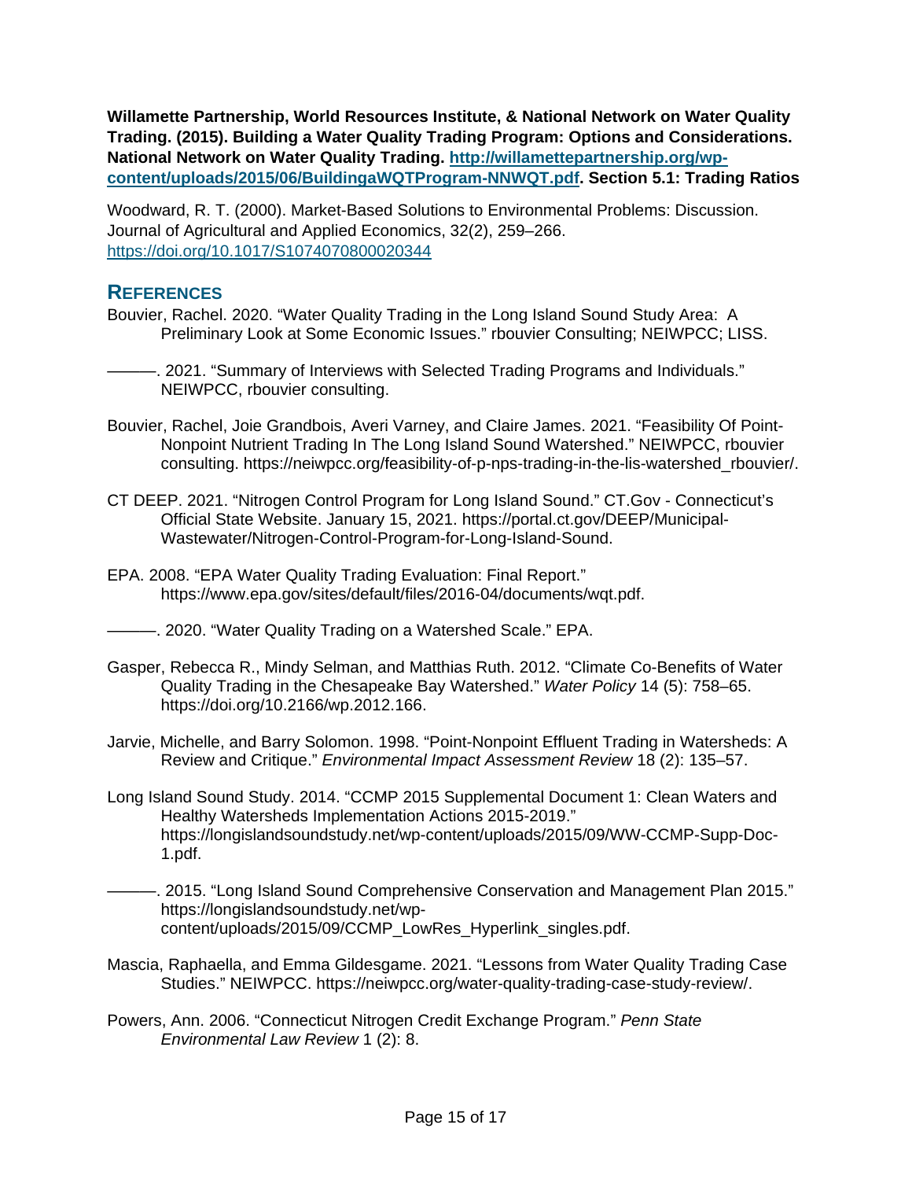**Willamette Partnership, World Resources Institute, & National Network on Water Quality Trading. (2015). Building a Water Quality Trading Program: Options and Considerations. National Network on Water Quality Trading. [http://willamettepartnership.org/wp-content/uploads/2015/06/BuildingaWQTProgram-NNWQT.pdf](http://willamettepartnership.org/wp-content/uploads/2015/06/BuildingaWQTProgram-NNWQT.pdf). Section 5.1: Trading Ratios**

Woodward, R. T. (2000). Market-Based Solutions to Environmental Problems: Discussion. Journal of Agricultural and Applied Economics, 32(2), 259–266. [https://doi.org/10.1017/S1074070800020344](https://doi.org/10.1017/S1074070800020344)

## REFERENCES

Bouvier, Rachel. 2020. "Water Quality Trading in the Long Island Sound Study Area: A Preliminary Look at Some Economic Issues." rbouvier Consulting; NEIWPCC; LISS.

———. 2021. "Summary of Interviews with Selected Trading Programs and Individuals." NEIWPCC, rbouvier consulting.

Bouvier, Rachel, Joie Grandbois, Averi Varney, and Claire James. 2021. "Feasibility Of Point-Nonpoint Nutrient Trading In The Long Island Sound Watershed." NEIWPCC, rbouvier consulting. https://neiwpcc.org/feasibility-of-p-nps-trading-in-the-lis-watershed_rbouvier/.

CT DEEP. 2021. "Nitrogen Control Program for Long Island Sound." CT.Gov - Connecticut's Official State Website. January 15, 2021. https://portal.ct.gov/DEEP/Municipal-Wastewater/Nitrogen-Control-Program-for-Long-Island-Sound.

EPA. 2008. "EPA Water Quality Trading Evaluation: Final Report." https://www.epa.gov/sites/default/files/2016-04/documents/wqt.pdf.

———. 2020. "Water Quality Trading on a Watershed Scale." EPA.

Gasper, Rebecca R., Mindy Selman, and Matthias Ruth. 2012. "Climate Co-Benefits of Water Quality Trading in the Chesapeake Bay Watershed." *Water Policy* 14 (5): 758–65. https://doi.org/10.2166/wp.2012.166.

Jarvie, Michelle, and Barry Solomon. 1998. "Point-Nonpoint Effluent Trading in Watersheds: A Review and Critique." *Environmental Impact Assessment Review* 18 (2): 135–57.

Long Island Sound Study. 2014. "CCMP 2015 Supplemental Document 1: Clean Waters and Healthy Watersheds Implementation Actions 2015-2019." https://longislandsoundstudy.net/wp-content/uploads/2015/09/WW-CCMP-Supp-Doc-1.pdf.

———. 2015. "Long Island Sound Comprehensive Conservation and Management Plan 2015." https://longislandsoundstudy.net/wp-content/uploads/2015/09/CCMP_LowRes_Hyperlink_singles.pdf.

Mascia, Raphaella, and Emma Gildesgame. 2021. "Lessons from Water Quality Trading Case Studies." NEIWPCC. https://neiwpcc.org/water-quality-trading-case-study-review/.

Powers, Ann. 2006. "Connecticut Nitrogen Credit Exchange Program." *Penn State Environmental Law Review* 1 (2): 8.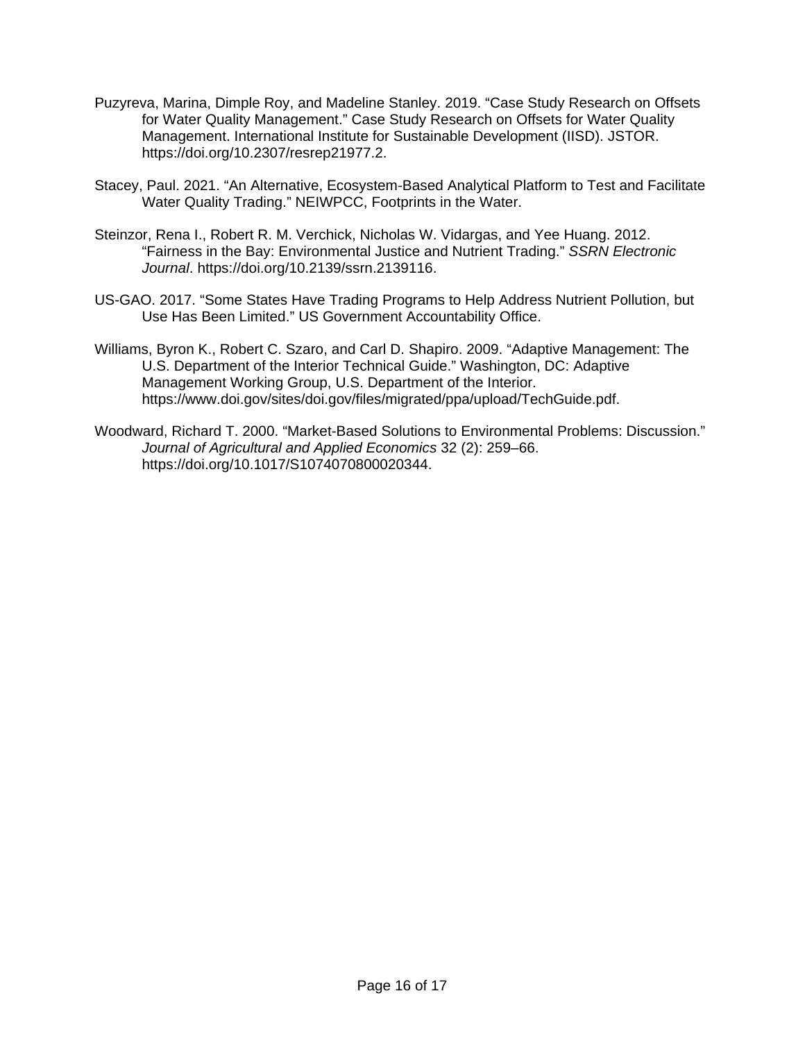Puzyreva, Marina, Dimple Roy, and Madeline Stanley. 2019. “Case Study Research on Offsets for Water Quality Management.” Case Study Research on Offsets for Water Quality Management. International Institute for Sustainable Development (IISD). JSTOR. https://doi.org/10.2307/resrep21977.2.

Stacey, Paul. 2021. “An Alternative, Ecosystem-Based Analytical Platform to Test and Facilitate Water Quality Trading.” NEIWPCC, Footprints in the Water.

Steinzor, Rena I., Robert R. M. Verchick, Nicholas W. Vidargas, and Yee Huang. 2012. “Fairness in the Bay: Environmental Justice and Nutrient Trading.” *SSRN Electronic Journal*. https://doi.org/10.2139/ssrn.2139116.

US-GAO. 2017. “Some States Have Trading Programs to Help Address Nutrient Pollution, but Use Has Been Limited.” US Government Accountability Office.

Williams, Byron K., Robert C. Szaro, and Carl D. Shapiro. 2009. “Adaptive Management: The U.S. Department of the Interior Technical Guide.” Washington, DC: Adaptive Management Working Group, U.S. Department of the Interior. https://www.doi.gov/sites/doi.gov/files/migrated/ppa/upload/TechGuide.pdf.

Woodward, Richard T. 2000. “Market-Based Solutions to Environmental Problems: Discussion.” *Journal of Agricultural and Applied Economics* 32 (2): 259–66. https://doi.org/10.1017/S1074070800020344.